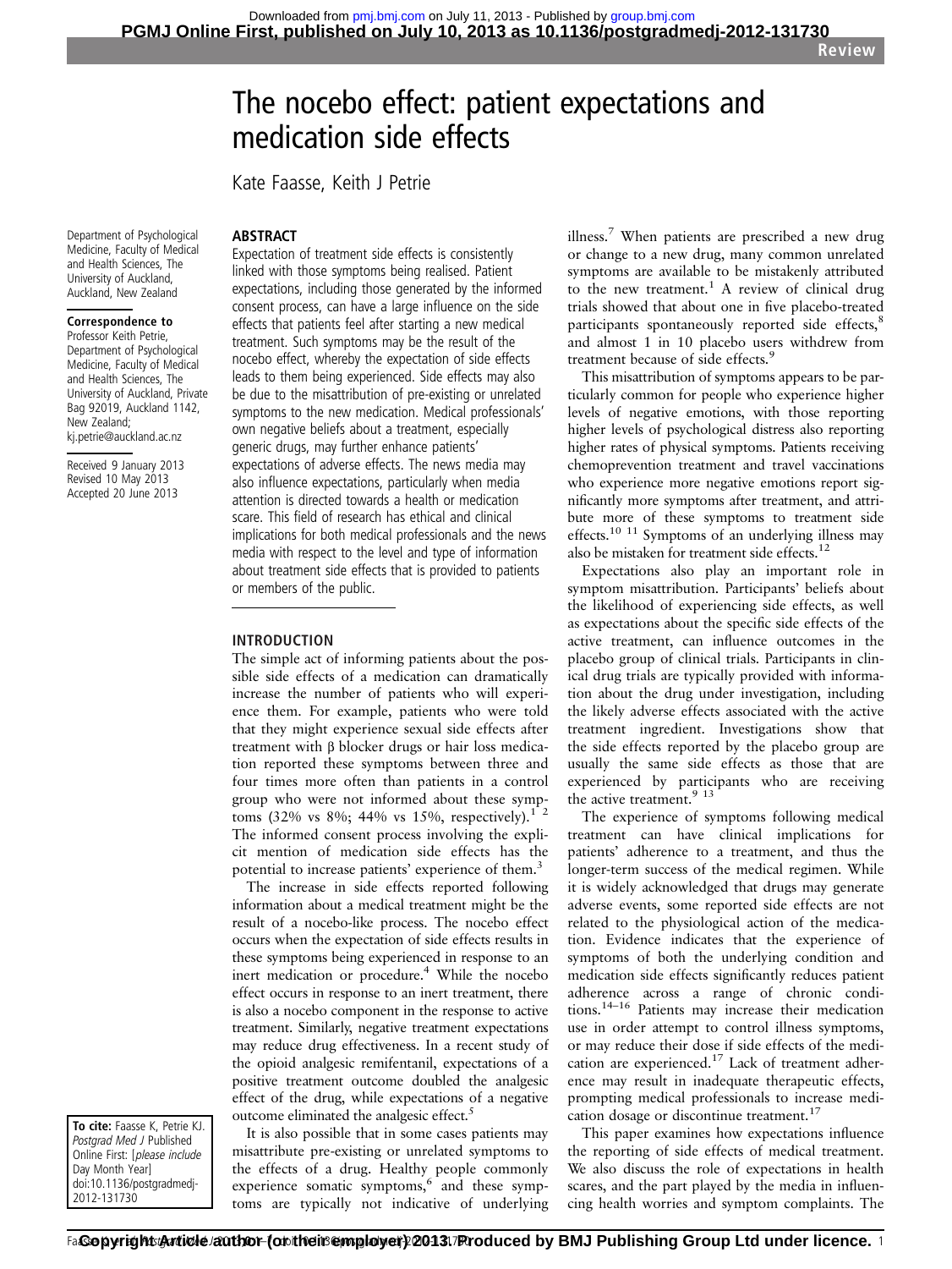# The nocebo effect: patient expectations and medication side effects

Kate Faasse, Keith J Petrie

Department of Psychological Medicine, Faculty of Medical and Health Sciences, The University of Auckland, Auckland, New Zealand

**Correspondence to**
Professor Keith Petrie, Department of Psychological Medicine, Faculty of Medical and Health Sciences, The University of Auckland, Private Bag 92019, Auckland 1142, New Zealand; kj.petrie@auckland.ac.nz

Received 9 January 2013
Revised 10 May 2013
Accepted 20 June 2013

**To cite:** Faasse K, Petrie KJ. *Postgrad Med J* Published Online First: [*please include* Day Month Year] doi:10.1136/postgradmedj-2012-131730

## ABSTRACT

Expectation of treatment side effects is consistently linked with those symptoms being realised. Patient expectations, including those generated by the informed consent process, can have a large influence on the side effects that patients feel after starting a new medical treatment. Such symptoms may be the result of the nocebo effect, whereby the expectation of side effects leads to them being experienced. Side effects may also be due to the misattribution of pre-existing or unrelated symptoms to the new medication. Medical professionals' own negative beliefs about a treatment, especially generic drugs, may further enhance patients' expectations of adverse effects. The news media may also influence expectations, particularly when media attention is directed towards a health or medication scare. This field of research has ethical and clinical implications for both medical professionals and the news media with respect to the level and type of information about treatment side effects that is provided to patients or members of the public.

## INTRODUCTION

The simple act of informing patients about the possible side effects of a medication can dramatically increase the number of patients who will experience them. For example, patients who were told that they might experience sexual side effects after treatment with β blocker drugs or hair loss medication reported these symptoms between three and four times more often than patients in a control group who were not informed about these symptoms (32% vs 8%; 44% vs 15%, respectively).[1,2] The informed consent process involving the explicit mention of medication side effects has the potential to increase patients' experience of them.[3]

The increase in side effects reported following information about a medical treatment might be the result of a nocebo-like process. The nocebo effect occurs when the expectation of side effects results in these symptoms being experienced in response to an inert medication or procedure.[4] While the nocebo effect occurs in response to an inert treatment, there is also a nocebo component in the response to active treatment. Similarly, negative treatment expectations may reduce drug effectiveness. In a recent study of the opioid analgesic remifentanil, expectations of a positive treatment outcome doubled the analgesic effect of the drug, while expectations of a negative outcome eliminated the analgesic effect.[5]

It is also possible that in some cases patients may misattribute pre-existing or unrelated symptoms to the effects of a drug. Healthy people commonly experience somatic symptoms,[6] and these symptoms are typically not indicative of underlying illness.[7] When patients are prescribed a new drug or change to a new drug, many common unrelated symptoms are available to be mistakenly attributed to the new treatment.[1] A review of clinical drug trials showed that about one in five placebo-treated participants spontaneously reported side effects,[8] and almost 1 in 10 placebo users withdrew from treatment because of side effects.[9]

This misattribution of symptoms appears to be particularly common for people who experience higher levels of negative emotions, with those reporting higher levels of psychological distress also reporting higher rates of physical symptoms. Patients receiving chemoprevention treatment and travel vaccinations who experience more negative emotions report significantly more symptoms after treatment, and attribute more of these symptoms to treatment side effects.[10,11] Symptoms of an underlying illness may also be mistaken for treatment side effects.[12]

Expectations also play an important role in symptom misattribution. Participants' beliefs about the likelihood of experiencing side effects, as well as expectations about the specific side effects of the active treatment, can influence outcomes in the placebo group of clinical trials. Participants in clinical drug trials are typically provided with information about the drug under investigation, including the likely adverse effects associated with the active treatment ingredient. Investigations show that the side effects reported by the placebo group are usually the same side effects as those that are experienced by participants who are receiving the active treatment.[9,13]

The experience of symptoms following medical treatment can have clinical implications for patients' adherence to a treatment, and thus the longer-term success of the medical regimen. While it is widely acknowledged that drugs may generate adverse events, some reported side effects are not related to the physiological action of the medication. Evidence indicates that the experience of symptoms of both the underlying condition and medication side effects significantly reduces patient adherence across a range of chronic conditions.[14–16] Patients may increase their medication use in order attempt to control illness symptoms, or may reduce their dose if side effects of the medication are experienced.[17] Lack of treatment adherence may result in inadequate therapeutic effects, prompting medical professionals to increase medication dosage or discontinue treatment.[17]

This paper examines how expectations influence the reporting of side effects of medical treatment. We also discuss the role of expectations in health scares, and the part played by the media in influencing health worries and symptom complaints. The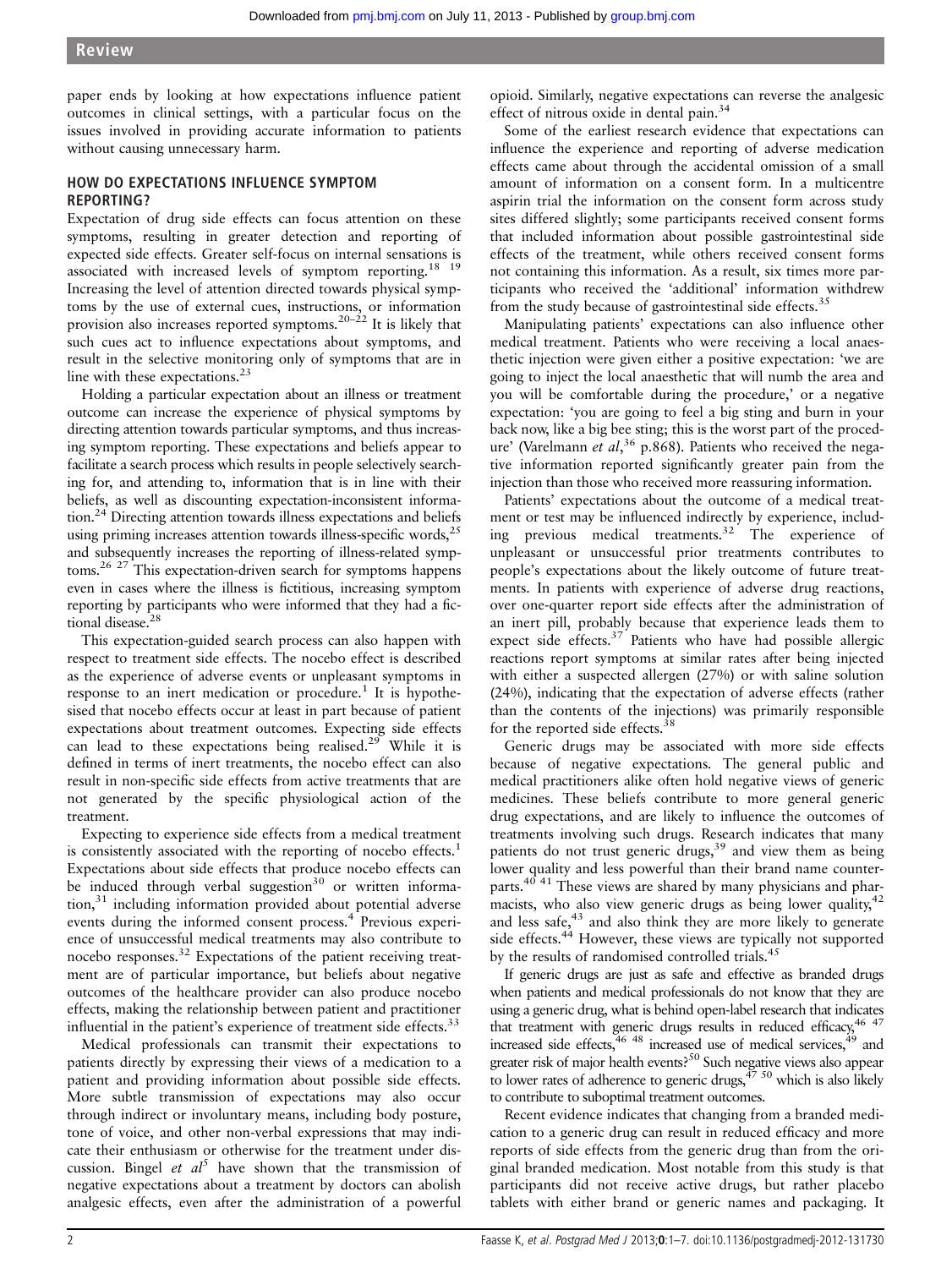paper ends by looking at how expectations influence patient outcomes in clinical settings, with a particular focus on the issues involved in providing accurate information to patients without causing unnecessary harm.

## HOW DO EXPECTATIONS INFLUENCE SYMPTOM REPORTING?

Expectation of drug side effects can focus attention on these symptoms, resulting in greater detection and reporting of expected side effects. Greater self-focus on internal sensations is associated with increased levels of symptom reporting.[18 19] Increasing the level of attention directed towards physical symptoms by the use of external cues, instructions, or information provision also increases reported symptoms.[20–22] It is likely that such cues act to influence expectations about symptoms, and result in the selective monitoring only of symptoms that are in line with these expectations.[23]

Holding a particular expectation about an illness or treatment outcome can increase the experience of physical symptoms by directing attention towards particular symptoms, and thus increasing symptom reporting. These expectations and beliefs appear to facilitate a search process which results in people selectively searching for, and attending to, information that is in line with their beliefs, as well as discounting expectation-inconsistent information.[24] Directing attention towards illness expectations and beliefs using priming increases attention towards illness-specific words,[25] and subsequently increases the reporting of illness-related symptoms.[26 27] This expectation-driven search for symptoms happens even in cases where the illness is fictitious, increasing symptom reporting by participants who were informed that they had a fictional disease.[28]

This expectation-guided search process can also happen with respect to treatment side effects. The nocebo effect is described as the experience of adverse events or unpleasant symptoms in response to an inert medication or procedure.[1] It is hypothesised that nocebo effects occur at least in part because of patient expectations about treatment outcomes. Expecting side effects can lead to these expectations being realised.[29] While it is defined in terms of inert treatments, the nocebo effect can also result in non-specific side effects from active treatments that are not generated by the specific physiological action of the treatment.

Expecting to experience side effects from a medical treatment is consistently associated with the reporting of nocebo effects.[1] Expectations about side effects that produce nocebo effects can be induced through verbal suggestion[30] or written information,[31] including information provided about potential adverse events during the informed consent process.[4] Previous experience of unsuccessful medical treatments may also contribute to nocebo responses.[32] Expectations of the patient receiving treatment are of particular importance, but beliefs about negative outcomes of the healthcare provider can also produce nocebo effects, making the relationship between patient and practitioner influential in the patient's experience of treatment side effects.[33]

Medical professionals can transmit their expectations to patients directly by expressing their views of a medication to a patient and providing information about possible side effects. More subtle transmission of expectations may also occur through indirect or involuntary means, including body posture, tone of voice, and other non-verbal expressions that may indicate their enthusiasm or otherwise for the treatment under discussion. Bingel *et al*[5] have shown that the transmission of negative expectations about a treatment by doctors can abolish analgesic effects, even after the administration of a powerful opioid. Similarly, negative expectations can reverse the analgesic effect of nitrous oxide in dental pain.[34]

Some of the earliest research evidence that expectations can influence the experience and reporting of adverse medication effects came about through the accidental omission of a small amount of information on a consent form. In a multicentre aspirin trial the information on the consent form across study sites differed slightly; some participants received consent forms that included information about possible gastrointestinal side effects of the treatment, while others received consent forms not containing this information. As a result, six times more participants who received the 'additional' information withdrew from the study because of gastrointestinal side effects.[35]

Manipulating patients' expectations can also influence other medical treatment. Patients who were receiving a local anaesthetic injection were given either a positive expectation: 'we are going to inject the local anaesthetic that will numb the area and you will be comfortable during the procedure,' or a negative expectation: 'you are going to feel a big sting and burn in your back now, like a big bee sting; this is the worst part of the procedure' (Varelmann *et al*,[36] p.868). Patients who received the negative information reported significantly greater pain from the injection than those who received more reassuring information.

Patients' expectations about the outcome of a medical treatment or test may be influenced indirectly by experience, including previous medical treatments.[32] The experience of unpleasant or unsuccessful prior treatments contributes to people's expectations about the likely outcome of future treatments. In patients with experience of adverse drug reactions, over one-quarter report side effects after the administration of an inert pill, probably because that experience leads them to expect side effects.[37] Patients who have had possible allergic reactions report symptoms at similar rates after being injected with either a suspected allergen (27%) or with saline solution (24%), indicating that the expectation of adverse effects (rather than the contents of the injections) was primarily responsible for the reported side effects.[38]

Generic drugs may be associated with more side effects because of negative expectations. The general public and medical practitioners alike often hold negative views of generic medicines. These beliefs contribute to more general generic drug expectations, and are likely to influence the outcomes of treatments involving such drugs. Research indicates that many patients do not trust generic drugs,[39] and view them as being lower quality and less powerful than their brand name counterparts.[40 41] These views are shared by many physicians and pharmacists, who also view generic drugs as being lower quality,[42] and less safe,[43] and also think they are more likely to generate side effects.[44] However, these views are typically not supported by the results of randomised controlled trials.[45]

If generic drugs are just as safe and effective as branded drugs when patients and medical professionals do not know that they are using a generic drug, what is behind open-label research that indicates that treatment with generic drugs results in reduced efficacy,[46 47] increased side effects,[46 48] increased use of medical services,[49] and greater risk of major health events?[50] Such negative views also appear to lower rates of adherence to generic drugs,[47 50] which is also likely to contribute to suboptimal treatment outcomes.

Recent evidence indicates that changing from a branded medication to a generic drug can result in reduced efficacy and more reports of side effects from the generic drug than from the original branded medication. Most notable from this study is that participants did not receive active drugs, but rather placebo tablets with either brand or generic names and packaging. It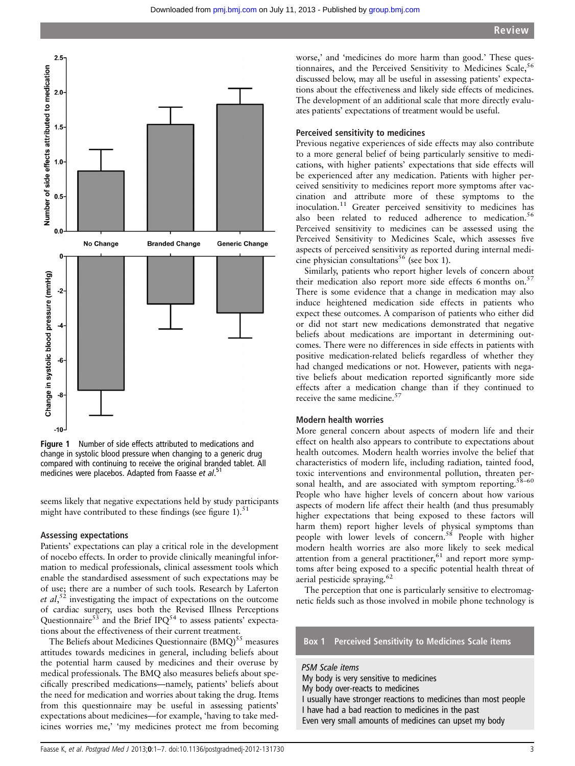Figure 1 Number of side effects attributed to medications and change in systolic blood pressure when changing to a generic drug compared with continuing to receive the original branded tablet. All medicines were placebos. Adapted from Faasse *et al*.[51]

seems likely that negative expectations held by study participants might have contributed to these findings (see figure 1).[51]

### Assessing expectations

Patients' expectations can play a critical role in the development of nocebo effects. In order to provide clinically meaningful information to medical professionals, clinical assessment tools which enable the standardised assessment of such expectations may be of use; there are a number of such tools. Research by Laferton *et al*,[52] investigating the impact of expectations on the outcome of cardiac surgery, uses both the Revised Illness Perceptions Questionnaire[53] and the Brief IPQ[54] to assess patients' expectations about the effectiveness of their current treatment.

The Beliefs about Medicines Questionnaire (BMQ)[55] measures attitudes towards medicines in general, including beliefs about the potential harm caused by medicines and their overuse by medical professionals. The BMQ also measures beliefs about specifically prescribed medications—namely, patients' beliefs about the need for medication and worries about taking the drug. Items from this questionnaire may be useful in assessing patients' expectations about medicines—for example, 'having to take medicines worries me,' 'my medicines protect me from becoming worse,' and 'medicines do more harm than good.' These questionnaires, and the Perceived Sensitivity to Medicines Scale,[56] discussed below, may all be useful in assessing patients' expectations about the effectiveness and likely side effects of medicines. The development of an additional scale that more directly evaluates patients' expectations of treatment would be useful.

### Perceived sensitivity to medicines

Previous negative experiences of side effects may also contribute to a more general belief of being particularly sensitive to medications, with higher patients' expectations that side effects will be experienced after any medication. Patients with higher perceived sensitivity to medicines report more symptoms after vaccination and attribute more of these symptoms to the inoculation.[11] Greater perceived sensitivity to medicines has also been related to reduced adherence to medication.[56] Perceived sensitivity to medicines can be assessed using the Perceived Sensitivity to Medicines Scale, which assesses five aspects of perceived sensitivity as reported during internal medicine physician consultations[56] (see box 1).

Similarly, patients who report higher levels of concern about their medication also report more side effects 6 months on.[57] There is some evidence that a change in medication may also induce heightened medication side effects in patients who expect these outcomes. A comparison of patients who either did or did not start new medications demonstrated that negative beliefs about medications are important in determining outcomes. There were no differences in side effects in patients with positive medication-related beliefs regardless of whether they had changed medications or not. However, patients with negative beliefs about medication reported significantly more side effects after a medication change than if they continued to receive the same medicine.[57]

### Modern health worries

More general concern about aspects of modern life and their effect on health also appears to contribute to expectations about health outcomes. Modern health worries involve the belief that characteristics of modern life, including radiation, tainted food, toxic interventions and environmental pollution, threaten personal health, and are associated with symptom reporting.[58–60] People who have higher levels of concern about how various aspects of modern life affect their health (and thus presumably higher expectations that being exposed to these factors will harm them) report higher levels of physical symptoms than people with lower levels of concern.[58] People with higher modern health worries are also more likely to seek medical attention from a general practitioner,[61] and report more symptoms after being exposed to a specific potential health threat of aerial pesticide spraying.[62]

The perception that one is particularly sensitive to electromagnetic fields such as those involved in mobile phone technology is

**Box 1 Perceived Sensitivity to Medicines Scale items**

*PSM Scale items*

My body is very sensitive to medicines
My body over-reacts to medicines
I usually have stronger reactions to medicines than most people
I have had a bad reaction to medicines in the past
Even very small amounts of medicines can upset my body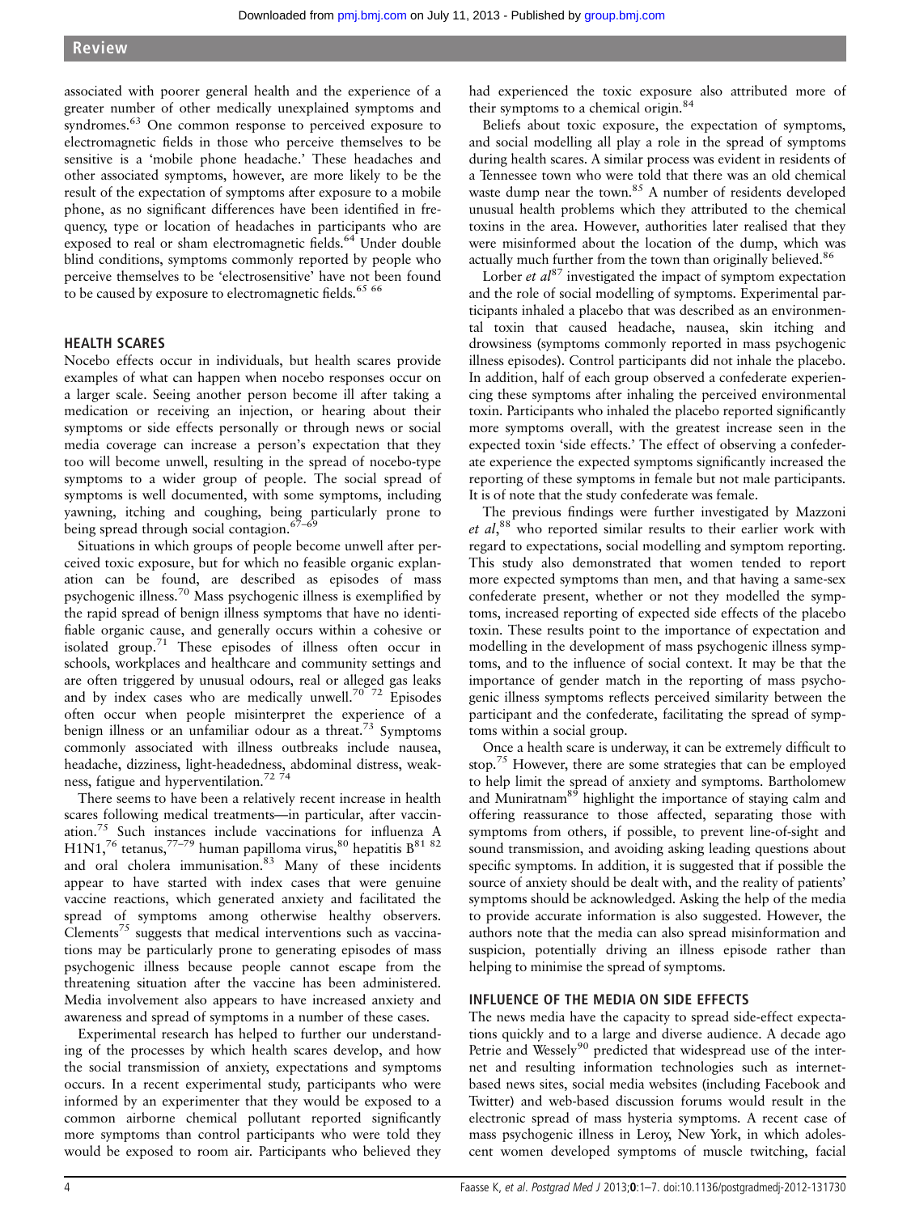associated with poorer general health and the experience of a greater number of other medically unexplained symptoms and syndromes.[63] One common response to perceived exposure to electromagnetic fields in those who perceive themselves to be sensitive is a 'mobile phone headache.' These headaches and other associated symptoms, however, are more likely to be the result of the expectation of symptoms after exposure to a mobile phone, as no significant differences have been identified in frequency, type or location of headaches in participants who are exposed to real or sham electromagnetic fields.[64] Under double blind conditions, symptoms commonly reported by people who perceive themselves to be 'electrosensitive' have not been found to be caused by exposure to electromagnetic fields.[65 66]

## HEALTH SCARES

Nocebo effects occur in individuals, but health scares provide examples of what can happen when nocebo responses occur on a larger scale. Seeing another person become ill after taking a medication or receiving an injection, or hearing about their symptoms or side effects personally or through news or social media coverage can increase a person's expectation that they too will become unwell, resulting in the spread of nocebo-type symptoms to a wider group of people. The social spread of symptoms is well documented, with some symptoms, including yawning, itching and coughing, being particularly prone to being spread through social contagion.[67–69]

Situations in which groups of people become unwell after perceived toxic exposure, but for which no feasible organic explanation can be found, are described as episodes of mass psychogenic illness.[70] Mass psychogenic illness is exemplified by the rapid spread of benign illness symptoms that have no identifiable organic cause, and generally occurs within a cohesive or isolated group.[71] These episodes of illness often occur in schools, workplaces and healthcare and community settings and are often triggered by unusual odours, real or alleged gas leaks and by index cases who are medically unwell.[70 72] Episodes often occur when people misinterpret the experience of a benign illness or an unfamiliar odour as a threat.[73] Symptoms commonly associated with illness outbreaks include nausea, headache, dizziness, light-headedness, abdominal distress, weakness, fatigue and hyperventilation.[72 74]

There seems to have been a relatively recent increase in health scares following medical treatments—in particular, after vaccination.[75] Such instances include vaccinations for influenza A H1N1,[76] tetanus,[77–79] human papilloma virus,[80] hepatitis B[81 82] and oral cholera immunisation.[83] Many of these incidents appear to have started with index cases that were genuine vaccine reactions, which generated anxiety and facilitated the spread of symptoms among otherwise healthy observers. Clements[75] suggests that medical interventions such as vaccinations may be particularly prone to generating episodes of mass psychogenic illness because people cannot escape from the threatening situation after the vaccine has been administered. Media involvement also appears to have increased anxiety and awareness and spread of symptoms in a number of these cases.

Experimental research has helped to further our understanding of the processes by which health scares develop, and how the social transmission of anxiety, expectations and symptoms occurs. In a recent experimental study, participants who were informed by an experimenter that they would be exposed to a common airborne chemical pollutant reported significantly more symptoms than control participants who were told they would be exposed to room air. Participants who believed they had experienced the toxic exposure also attributed more of their symptoms to a chemical origin.[84]

Beliefs about toxic exposure, the expectation of symptoms, and social modelling all play a role in the spread of symptoms during health scares. A similar process was evident in residents of a Tennessee town who were told that there was an old chemical waste dump near the town.[85] A number of residents developed unusual health problems which they attributed to the chemical toxins in the area. However, authorities later realised that they were misinformed about the location of the dump, which was actually much further from the town than originally believed.[86]

Lorber *et al*[87] investigated the impact of symptom expectation and the role of social modelling of symptoms. Experimental participants inhaled a placebo that was described as an environmental toxin that caused headache, nausea, skin itching and drowsiness (symptoms commonly reported in mass psychogenic illness episodes). Control participants did not inhale the placebo. In addition, half of each group observed a confederate experiencing these symptoms after inhaling the perceived environmental toxin. Participants who inhaled the placebo reported significantly more symptoms overall, with the greatest increase seen in the expected toxin 'side effects.' The effect of observing a confederate experience the expected symptoms significantly increased the reporting of these symptoms in female but not male participants. It is of note that the study confederate was female.

The previous findings were further investigated by Mazzoni *et al*,[88] who reported similar results to their earlier work with regard to expectations, social modelling and symptom reporting. This study also demonstrated that women tended to report more expected symptoms than men, and that having a same-sex confederate present, whether or not they modelled the symptoms, increased reporting of expected side effects of the placebo toxin. These results point to the importance of expectation and modelling in the development of mass psychogenic illness symptoms, and to the influence of social context. It may be that the importance of gender match in the reporting of mass psychogenic illness symptoms reflects perceived similarity between the participant and the confederate, facilitating the spread of symptoms within a social group.

Once a health scare is underway, it can be extremely difficult to stop.[75] However, there are some strategies that can be employed to help limit the spread of anxiety and symptoms. Bartholomew and Muniratnam[89] highlight the importance of staying calm and offering reassurance to those affected, separating those with symptoms from others, if possible, to prevent line-of-sight and sound transmission, and avoiding asking leading questions about specific symptoms. In addition, it is suggested that if possible the source of anxiety should be dealt with, and the reality of patients' symptoms should be acknowledged. Asking the help of the media to provide accurate information is also suggested. However, the authors note that the media can also spread misinformation and suspicion, potentially driving an illness episode rather than helping to minimise the spread of symptoms.

## INFLUENCE OF THE MEDIA ON SIDE EFFECTS

The news media have the capacity to spread side-effect expectations quickly and to a large and diverse audience. A decade ago Petrie and Wessely[90] predicted that widespread use of the internet and resulting information technologies such as internet-based news sites, social media websites (including Facebook and Twitter) and web-based discussion forums would result in the electronic spread of mass hysteria symptoms. A recent case of mass psychogenic illness in Leroy, New York, in which adolescent women developed symptoms of muscle twitching, facial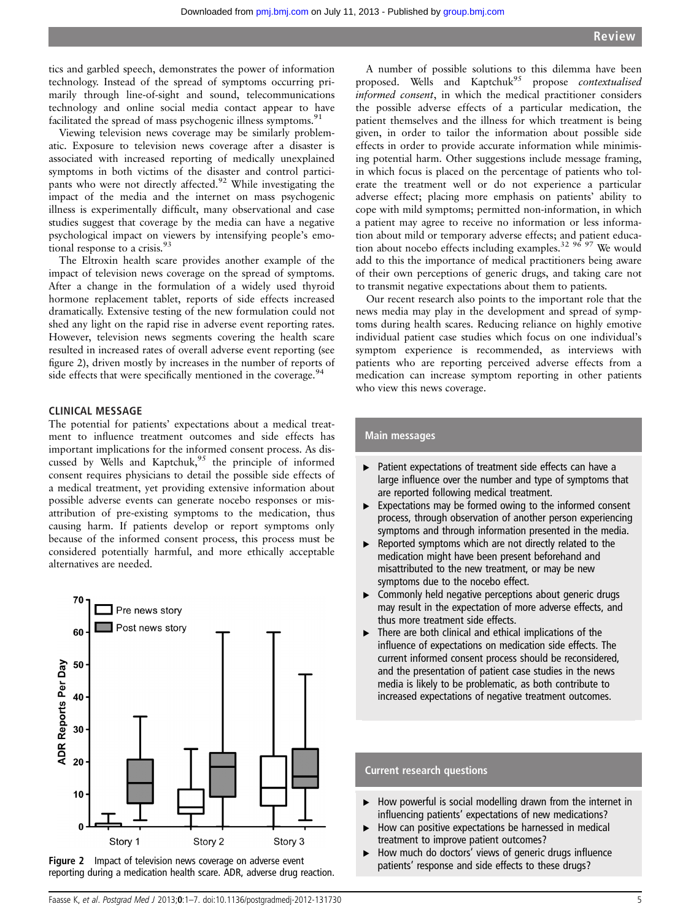tics and garbled speech, demonstrates the power of information technology. Instead of the spread of symptoms occurring primarily through line-of-sight and sound, telecommunications technology and online social media contact appear to have facilitated the spread of mass psychogenic illness symptoms.[91]

Viewing television news coverage may be similarly problematic. Exposure to television news coverage after a disaster is associated with increased reporting of medically unexplained symptoms in both victims of the disaster and control participants who were not directly affected.[92] While investigating the impact of the media and the internet on mass psychogenic illness is experimentally difficult, many observational and case studies suggest that coverage by the media can have a negative psychological impact on viewers by intensifying people's emotional response to a crisis.[93]

The Eltroxin health scare provides another example of the impact of television news coverage on the spread of symptoms. After a change in the formulation of a widely used thyroid hormone replacement tablet, reports of side effects increased dramatically. Extensive testing of the new formulation could not shed any light on the rapid rise in adverse event reporting rates. However, television news segments covering the health scare resulted in increased rates of overall adverse event reporting (see figure 2), driven mostly by increases in the number of reports of side effects that were specifically mentioned in the coverage.[94]

## CLINICAL MESSAGE

The potential for patients' expectations about a medical treatment to influence treatment outcomes and side effects has important implications for the informed consent process. As discussed by Wells and Kaptchuk,[95] the principle of informed consent requires physicians to detail the possible side effects of a medical treatment, yet providing extensive information about possible adverse events can generate nocebo responses or misattribution of pre-existing symptoms to the medication, thus causing harm. If patients develop or report symptoms only because of the informed consent process, this process must be considered potentially harmful, and more ethically acceptable alternatives are needed.

**Figure 2** Impact of television news coverage on adverse event reporting during a medication health scare. ADR, adverse drug reaction.

A number of possible solutions to this dilemma have been proposed. Wells and Kaptchuk[95] propose *contextualised informed consent*, in which the medical practitioner considers the possible adverse effects of a particular medication, the patient themselves and the illness for which treatment is being given, in order to tailor the information about possible side effects in order to provide accurate information while minimising potential harm. Other suggestions include message framing, in which focus is placed on the percentage of patients who tolerate the treatment well or do not experience a particular adverse effect; placing more emphasis on patients' ability to cope with mild symptoms; permitted non-information, in which a patient may agree to receive no information or less information about mild or temporary adverse effects; and patient education about nocebo effects including examples.[32 96 97] We would add to this the importance of medical practitioners being aware of their own perceptions of generic drugs, and taking care not to transmit negative expectations about them to patients.

Our recent research also points to the important role that the news media may play in the development and spread of symptoms during health scares. Reducing reliance on highly emotive individual patient case studies which focus on one individual's symptom experience is recommended, as interviews with patients who are reporting perceived adverse effects from a medication can increase symptom reporting in other patients who view this news coverage.

### Main messages

- Patient expectations of treatment side effects can have a large influence over the number and type of symptoms that are reported following medical treatment.
- Expectations may be formed owing to the informed consent process, through observation of another person experiencing symptoms and through information presented in the media.
- Reported symptoms which are not directly related to the medication might have been present beforehand and misattributed to the new treatment, or may be new symptoms due to the nocebo effect.
- Commonly held negative perceptions about generic drugs may result in the expectation of more adverse effects, and thus more treatment side effects.
- There are both clinical and ethical implications of the influence of expectations on medication side effects. The current informed consent process should be reconsidered, and the presentation of patient case studies in the news media is likely to be problematic, as both contribute to increased expectations of negative treatment outcomes.

### Current research questions

- How powerful is social modelling drawn from the internet in influencing patients' expectations of new medications?
- How can positive expectations be harnessed in medical treatment to improve patient outcomes?
- How much do doctors' views of generic drugs influence patients' response and side effects to these drugs?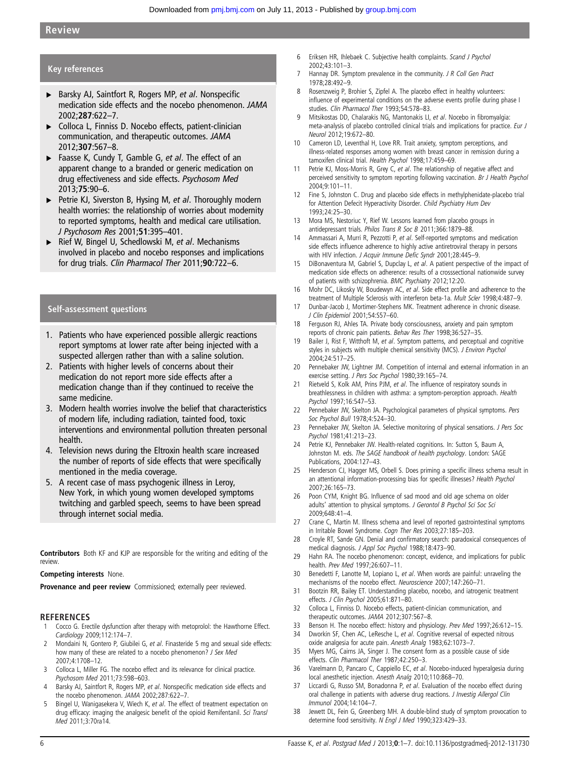## Key references

- Barsky AJ, Saintfort R, Rogers MP, *et al*. Nonspecific medication side effects and the nocebo phenomenon. *JAMA* 2002;**287**:622–7.
- Colloca L, Finniss D. Nocebo effects, patient-clinician communication, and therapeutic outcomes. *JAMA* 2012;**307**:567–8.
- Faasse K, Cundy T, Gamble G, *et al*. The effect of an apparent change to a branded or generic medication on drug effectiveness and side effects. *Psychosom Med* 2013;**75**:90–6.
- Petrie KJ, Siverston B, Hysing M, *et al*. Thoroughly modern health worries: the relationship of worries about modernity to reported symptoms, health and medical care utilisation. *J Psychosom Res* 2001;**51**:395–401.
- Rief W, Bingel U, Schedlowski M, *et al*. Mechanisms involved in placebo and nocebo responses and implications for drug trials. *Clin Pharmacol Ther* 2011;**90**:722–6.

## Self-assessment questions

1. Patients who have experienced possible allergic reactions report symptoms at lower rate after being injected with a suspected allergen rather than with a saline solution.
2. Patients with higher levels of concerns about their medication do not report more side effects after a medication change than if they continued to receive the same medicine.
3. Modern health worries involve the belief that characteristics of modern life, including radiation, tainted food, toxic interventions and environmental pollution threaten personal health.
4. Television news during the Eltroxin health scare increased the number of reports of side effects that were specifically mentioned in the media coverage.
5. A recent case of mass psychogenic illness in Leroy, New York, in which young women developed symptoms twitching and garbled speech, seems to have been spread through internet social media.

**Contributors** Both KF and KJP are responsible for the writing and editing of the review.

**Competing interests** None.

**Provenance and peer review** Commissioned; externally peer reviewed.

## REFERENCES

1. Cocco G. Erectile dysfunction after therapy with metoprolol: the Hawthorne Effect. *Cardiology* 2009;112:174–7.
2. Mondaini N, Gontero P, Giubilei G, *et al*. Finasteride 5 mg and sexual side effects: how many of these are related to a nocebo phenomenon? *J Sex Med* 2007;4:1708–12.
3. Colloca L, Miller FG. The nocebo effect and its relevance for clinical practice. *Psychosom Med* 2011;73:598–603.
4. Barsky AJ, Saintfort R, Rogers MP, *et al*. Nonspecific medication side effects and the nocebo phenomenon. *JAMA* 2002;287:622–7.
5. Bingel U, Wanigasekera V, Wiech K, *et al*. The effect of treatment expectation on drug efficacy: imaging the analgesic benefit of the opioid Remifentanil. *Sci Transl Med* 2011;3:70ra14.
6. Eriksen HR, Ihlebaek C. Subjective health complaints. *Scand J Psychol* 2002;43:101–3.
7. Hannay DR. Symptom prevalence in the community. *J R Coll Gen Pract* 1978;28:492–9.
8. Rosenzweig P, Brohier S, Zipfel A. The placebo effect in healthy volunteers: influence of experimental conditions on the adverse events profile during phase I studies. *Clin Pharmacol Ther* 1993;54:578–83.
9. Mitsikostas DD, Chalarakis NG, Mantonakis LI, *et al*. Nocebo in fibromyalgia: meta-analysis of placebo controlled clinical trials and implications for practice. *Eur J Neurol* 2012;19:672–80.
10. Cameron LD, Leventhal H, Love RR. Trait anxiety, symptom perceptions, and illness-related responses among women with breast cancer in remission during a tamoxifen clinical trial. *Health Psychol* 1998;17:459–69.
11. Petrie KJ, Moss-Morris R, Grey C, *et al*. The relationship of negative affect and perceived sensitivity to symptom reporting following vaccination. *Br J Health Psychol* 2004;9:101–11.
12. Fine S, Johnston C. Drug and placebo side effects in methylphenidate-placebo trial for Attention Defecit Hyperactivity Disorder. *Child Psychiatry Hum Dev* 1993;24:25–30.
13. Mora MS, Nestoriuc Y, Rief W. Lessons learned from placebo groups in antidepressant trials. *Philos Trans R Soc B* 2011;366:1879–88.
14. Ammassari A, Murri R, Pezzotti P, *et al*. Self-reported symptoms and medication side effects influence adherence to highly active antiretroviral therapy in persons with HIV infection. *J Acquir Immune Defic Syndr* 2001;28:445–9.
15. DiBonaventura M, Gabriel S, Dupclay L, *et al*. A patient perspective of the impact of medication side effects on adherence: results of a crosssectional nationwide survey of patients with schizophrenia. *BMC Psychiatry* 2012;12:20.
16. Mohr DC, Likosky W, Boudewyn AC, *et al*. Side effect profile and adherence to the treatment of Multiple Sclerosis with interferon beta-1a. *Mult Scler* 1998;4:487–9.
17. Dunbar-Jacob J, Mortimer-Stephens MK. Treatment adherence in chronic disease. *J Clin Epidemiol* 2001;54:S57–60.
18. Ferguson RJ, Ahles TA. Private body consciousness, anxiety and pain symptom reports of chronic pain patients. *Behav Res Ther* 1998;36:527–35.
19. Bailer J, Rist F, Witthoft M, *et al*. Symptom patterns, and perceptual and cognitive styles in subjects with multiple chemical sensitivity (MCS). *J Environ Psychol* 2004;24:517–25.
20. Pennebaker JW, Lightner JM. Competition of internal and external information in an exercise setting. *J Pers Soc Psychol* 1980;39:165–74.
21. Rietveld S, Kolk AM, Prins PJM, *et al*. The influence of respiratory sounds in breathlessness in children with asthma: a symptom-perception approach. *Health Psychol* 1997;16:547–53.
22. Pennebaker JW, Skelton JA. Psychological parameters of physical symptoms. *Pers Soc Psychol Bull* 1978;4:524–30.
23. Pennebaker JW, Skelton JA. Selective monitoring of physical sensations. *J Pers Soc Psychol* 1981;41:213–23.
24. Petrie KJ, Pennebaker JW. Health-related cognitions. In: Sutton S, Baum A, Johnston M. eds. *The SAGE handbook of health psychology*. London: SAGE Publications, 2004:127–43.
25. Henderson CJ, Hagger MS, Orbell S. Does priming a specific illness schema result in an attentional information-processing bias for specific illnesses? *Health Psychol* 2007;26:165–73.
26. Poon CYM, Knight BG. Influence of sad mood and old age schema on older adults' attention to physical symptoms. *J Gerontol B Psychol Sci Soc Sci* 2009;64B:41–4.
27. Crane C, Martin M. Illness schema and level of reported gastrointestinal symptoms in Irritable Bowel Syndrome. *Cogn Ther Res* 2003;27:185–203.
28. Croyle RT, Sande GN. Denial and confirmatory search: paradoxical consequences of medical diagnosis. *J Appl Soc Psychol* 1988;18:473–90.
29. Hahn RA. The nocebo phenomenon: concept, evidence, and implications for public health. *Prev Med* 1997;26:607–11.
30. Benedetti F, Lanotte M, Lopiano L, *et al*. When words are painful: unraveling the mechanisms of the nocebo effect. *Neuroscience* 2007;147:260–71.
31. Bootzin RR, Bailey ET. Understanding placebo, nocebo, and iatrogenic treatment effects. *J Clin Psychol* 2005;61:871–80.
32. Colloca L, Finniss D. Nocebo effects, patient-clinician communication, and therapeutic outcomes. *JAMA* 2012;307:567–8.
33. Benson H. The nocebo effect: history and physiology. *Prev Med* 1997;26:612–15.
34. Dworkin SF, Chen AC, LeResche L, *et al*. Cognitive reversal of expected nitrous oxide analgesia for acute pain. *Anesth Analg* 1983;62:1073–7.
35. Myers MG, Cairns JA, Singer J. The consent form as a possible cause of side effects. *Clin Pharmacol Ther* 1987;42:250–3.
36. Varelmann D, Pancaro C, Cappiello EC, *et al*. Nocebo-induced hyperalgesia during local anesthetic injection. *Anesth Analg* 2010;110:868–70.
37. Liccardi G, Russo SM, Bonadonna P, *et al*. Evaluation of the nocebo effect during oral challenge in patients with adverse drug reactions. *J Investig Allergol Clin Immunol* 2004;14:104–7.
38. Jewett DL, Fein G, Greenberg MH. A double-blind study of symptom provocation to determine food sensitivity. *N Engl J Med* 1990;323:429–33.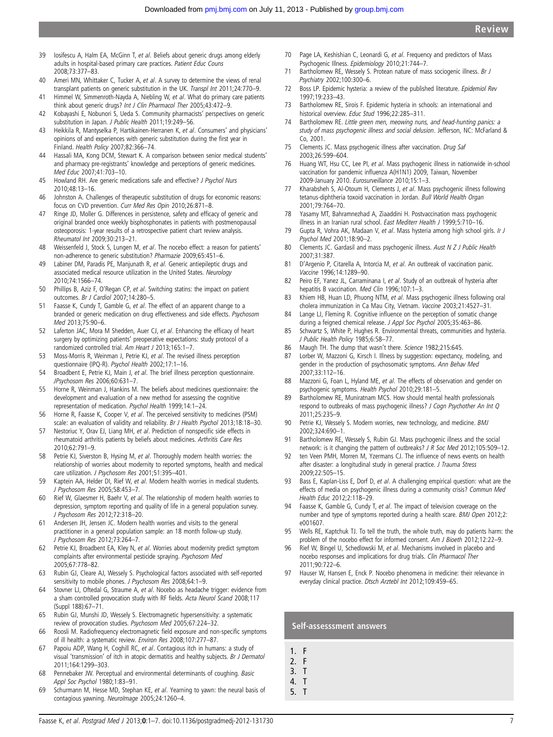39 Iosifescu A, Halm EA, McGinn T, *et al*. Beliefs about generic drugs among elderly adults in hospital-based primary care practices. *Patient Educ Couns* 2008;73:377–83.
40 Ameri MN, Whittaker C, Tucker A, *et al*. A survey to determine the views of renal transplant patients on generic substitution in the UK. *Transpl Int* 2011;24:770–9.
41 Himmel W, Simmenroth-Nayda A, Niebling W, *et al*. What do primary care patients think about generic drugs? *Int J Clin Pharmacol Ther* 2005;43:472–9.
42 Kobayashi E, Nobunori S, Ueda S. Community pharmacists' perspectives on generic substitution in Japan. *J Public Health* 2011;19:249–56.
43 Heikkila R, Mantyselka P, Hartikainen-Herranen K, *et al*. Consumers' and physicians' opinions of and experiences with generic substitution during the first year in Finland. *Health Policy* 2007;82:366–74.
44 Hassali MA, Kong DCM, Stewart K. A comparison between senior medical students' and pharmacy pre-registrants' knowledge and perceptions of generic medicines. *Med Educ* 2007;41:703–10.
45 Howland RH. Are generic medications safe and effective? *J Psychol Nurs* 2010;48:13–16.
46 Johnston A. Challenges of therapeutic substitution of drugs for economic reasons: focus on CVD prevention. *Curr Med Res Opin* 2010;26:871–8.
47 Ringe JD, Moller G. Differences in persistence, safety and efficacy of generic and original branded once weekly bisphosphonates in patients with postmenopausal osteoporosis: 1-year results of a retrospective patient chart review analysis. *Rheumatol Int* 2009;30:213–21.
48 Weissenfeld J, Stock S, Lungen M, *et al*. The nocebo effect: a reason for patients' non-adherence to generic substitution? *Pharmazie* 2009;65:451–6.
49 Labiner DM, Paradis PE, Manjunath R, *et al*. Generic antiepileptic drugs and associated medical resource utilization in the United States. *Neurology* 2010;74:1566–74.
50 Phillips B, Aziz F, O'Regan CP, *et al*. Switching statins: the impact on patient outcomes. *Br J Cardiol* 2007;14:280–5.
51 Faasse K, Cundy T, Gamble G, *et al*. The effect of an apparent change to a branded or generic medication on drug effectiveness and side effects. *Psychosom Med* 2013;75:90–6.
52 Laferton JAC, Mora M Shedden, Auer CJ, *et al*. Enhancing the efficacy of heart surgery by optimizing patients' preoperative expectations: study protocol of a randomized controlled trial. *Am Heart J* 2013;165:1–7.
53 Moss-Morris R, Weinman J, Petrie KJ, *et al*. The revised illness perception questionnaire (IPQ-R). *Psychol Health* 2002;17:1–16.
54 Broadbent E, Petrie KJ, Main J, *et al*. The brief illness perception questionnaire. *JPsychosom Res* 2006;60:631–7.
55 Horne R, Weinman J, Hankins M. The beliefs about medicines questionnaire: the development and evaluation of a new method for assessing the cognitive representation of medication. *Psychol Health* 1999;14:1–24.
56 Horne R, Faasse K, Cooper V, *et al*. The perceived sensitivity to medicines (PSM) scale: an evaluation of validity and reliability. *Br J Health Psychol* 2013;18:18–30.
57 Nestoriuc Y, Orav EJ, Liang MH, *et al*. Prediction of nonspecific side effects in rheumatoid arthritis patients by beliefs about medicines. *Arthritis Care Res* 2010;62:791–9.
58 Petrie KJ, Siverston B, Hysing M, *et al*. Thoroughly modern health worries: the relationship of worries about modernity to reported symptoms, health and medical care utilization. *J Psychosom Res* 2001;51:395–401.
59 Kaptein AA, Helder DI, Rief W, *et al*. Modern health worries in medical students. *J Psychosom Res* 2005;58:453–7.
60 Rief W, Glaesmer H, Baehr V, *et al*. The relationship of modern health worries to depression, symptom reporting and quality of life in a general population survey. *J Psychosom Res* 2012;72:318–20.
61 Andersen JH, Jensen JC. Modern health worries and visits to the general practitioner in a general population sample: an 18 month follow-up study. *J Psychosom Res* 2012;73:264–7.
62 Petrie KJ, Broadbent EA, Kley N, *et al*. Worries about modernity predict symptom complaints after environmental pesticide spraying. *Psychosom Med* 2005;67:778–82.
63 Rubin GJ, Cleare AJ, Wessely S. Psychological factors associated with self-reported sensitivity to mobile phones. *J Psychosom Res* 2008;64:1–9.
64 Stovner LJ, Oftedal G, Straume A, *et al*. Nocebo as headache trigger: evidence from a sham controlled provocation study with RF fields. *Acta Neurol Scand* 2008;117 (Suppl 188):67–71.
65 Rubin GJ, Munshi JD, Wessely S. Electromagnetic hypersensitivity: a systematic review of provocation studies. *Psychosom Med* 2005;67:224–32.
66 Roosli M. Radiofrequency electromagnetic field exposure and non-specific symptoms of ill health: a systematic review. *Environ Res* 2008;107:277–87.
67 Papoiu ADP, Wang H, Coghill RC, *et al*. Contagious itch in humans: a study of visual 'transmission' of itch in atopic dermatitis and healthy subjects. *Br J Dermatol* 2011;164:1299–303.
68 Pennebaker JW. Perceptual and environmental determinants of coughing. *Basic Appl Soc Psychol* 1980;1:83–91.
69 Schurmann M, Hesse MD, Stephan KE, *et al*. Yearning to yawn: the neural basis of contagious yawning. *NeuroImage* 2005;24:1260–4.
70 Page LA, Keshishian C, Leonardi G, *et al*. Frequency and predictors of Mass Psychogenic Illness. *Epidemiology* 2010;21:744–7.
71 Bartholomew RE, Wessely S. Protean nature of mass sociogenic illness. *Br J Psychiatry* 2002;100:300–6.
72 Boss LP. Epidemic hysteria: a review of the published literature. *Epidemiol Rev* 1997;19:233–43.
73 Bartholomew RE, Sirois F. Epidemic hysteria in schools: an international and historical overview. *Educ Stud* 1996;22:285–311.
74 Bartholomew RE. *Little green men, meowing nuns, and head-hunting panics: a study of mass psychogenic illness and social delusion*. Jefferson, NC: McFarland & Co, 2001.
75 Clements JC. Mass psychogenic illness after vaccination. *Drug Saf* 2003;26:599–604.
76 Huang WT, Hsu CC, Lee PI, *et al*. Mass psychogenic illness in nationwide in-school vaccination for pandemic influenza A(H1N1) 2009, Taiwan, November 2009-January 2010. *Eurosurveillance* 2010;15:1–3.
77 Kharabsheh S, Al-Otoum H, Clements J, *et al*. Mass psychogenic illness following tetanus-diphtheria toxoid vaccination in Jordan. *Bull World Health Organ* 2001;79:764–70.
78 Yasamy MT, Bahramnezhad A, Ziaaddini H. Postvaccination mass psychogenic illness in an Iranian rural school. *East Mediterr Health J* 1999;5:710–16.
79 Gupta R, Vohra AK, Madaan V, *et al*. Mass hysteria among high school girls. *Ir J Psychol Med* 2001;18:90–2.
80 Clements JC. Gardasil and mass psychogenic illness. *Aust N Z J Public Health* 2007;31:387.
81 D'Argenio P, Citarella A, Intorcia M, *et al*. An outbreak of vaccination panic. *Vaccine* 1996;14:1289–90.
82 Peiro EF, Yanez JL, Carraminana I, *et al*. Study of an outbreak of hysteria after hepatitis B vaccination. *Med Clin* 1996;107:1–3.
83 Khiem HB, Huan LD, Phuong NTM, *et al*. Mass psychogenic illness following oral cholera immunization in Ca Mau City, Vietnam. *Vaccine* 2003;21:4527–31.
84 Lange LJ, Fleming R. Cognitive influence on the perception of somatic change during a feigned chemical release. *J Appl Soc Psychol* 2005;35:463–86.
85 Schwartz S, White P, Hughes R. Environmental threats, communities and hysteria. *J Public Health Policy* 1985;6:58–77.
86 Maugh TH. The dump that wasn't there. *Science* 1982;215:645.
87 Lorber W, Mazzoni G, Kirsch I. Illness by suggestion: expectancy, modeling, and gender in the production of psychosomatic symptoms. *Ann Behav Med* 2007;33:112–16.
88 Mazzoni G, Foan L, Hyland ME, *et al*. The effects of observation and gender on psychogenic symptoms. *Health Psychol* 2010;29:181–5.
89 Bartholomew RE, Muniratnam MCS. How should mental health professionals respond to outbreaks of mass psychogenic illness? *J Cogn Psychother An Int Q* 2011;25:235–9.
90 Petrie KJ, Wessely S. Modern worries, new technology, and medicine. *BMJ* 2002;324:690–1.
91 Bartholomew RE, Wessely S, Rubin GJ. Mass psychogenic illness and the social network: is it changing the pattern of outbreaks? *J R Soc Med* 2012;105:509–12.
92 ten Veen PMH, Morren M, Yzermans CJ. The influence of news events on health after disaster: a longitudinal study in general practice. *J Trauma Stress* 2009;22:505–15.
93 Bass E, Kaplan-Liss E, Dorf D, *et al*. A challenging empirical question: what are the effects of media on psychogenic illness during a community crisis? *Commun Med Health Educ* 2012;2:118–29.
94 Faasse K, Gamble G, Cundy T, *et al*. The impact of television coverage on the number and type of symptoms reported during a health scare. *BMJ Open* 2012;2: e001607.
95 Wells RE, Kaptchuk TJ. To tell the truth, the whole truth, may do patients harm: the problem of the nocebo effect for informed consent. *Am J Bioeth* 2012;12:22–9.
96 Rief W, Bingel U, Schedlowski M, *et al*. Mechanisms involved in placebo and nocebo responses and implications for drug trials. *Clin Pharmacol Ther* 2011;90:722–6.
97 Hauser W, Hansen E, Enck P. Nocebo phenomena in medicine: their relevance in everyday clinical practice. *Dtsch Arztebl Int* 2012;109:459–65.

## Self-assesssment answers

1. F
2. F
3. T
4. T
5. T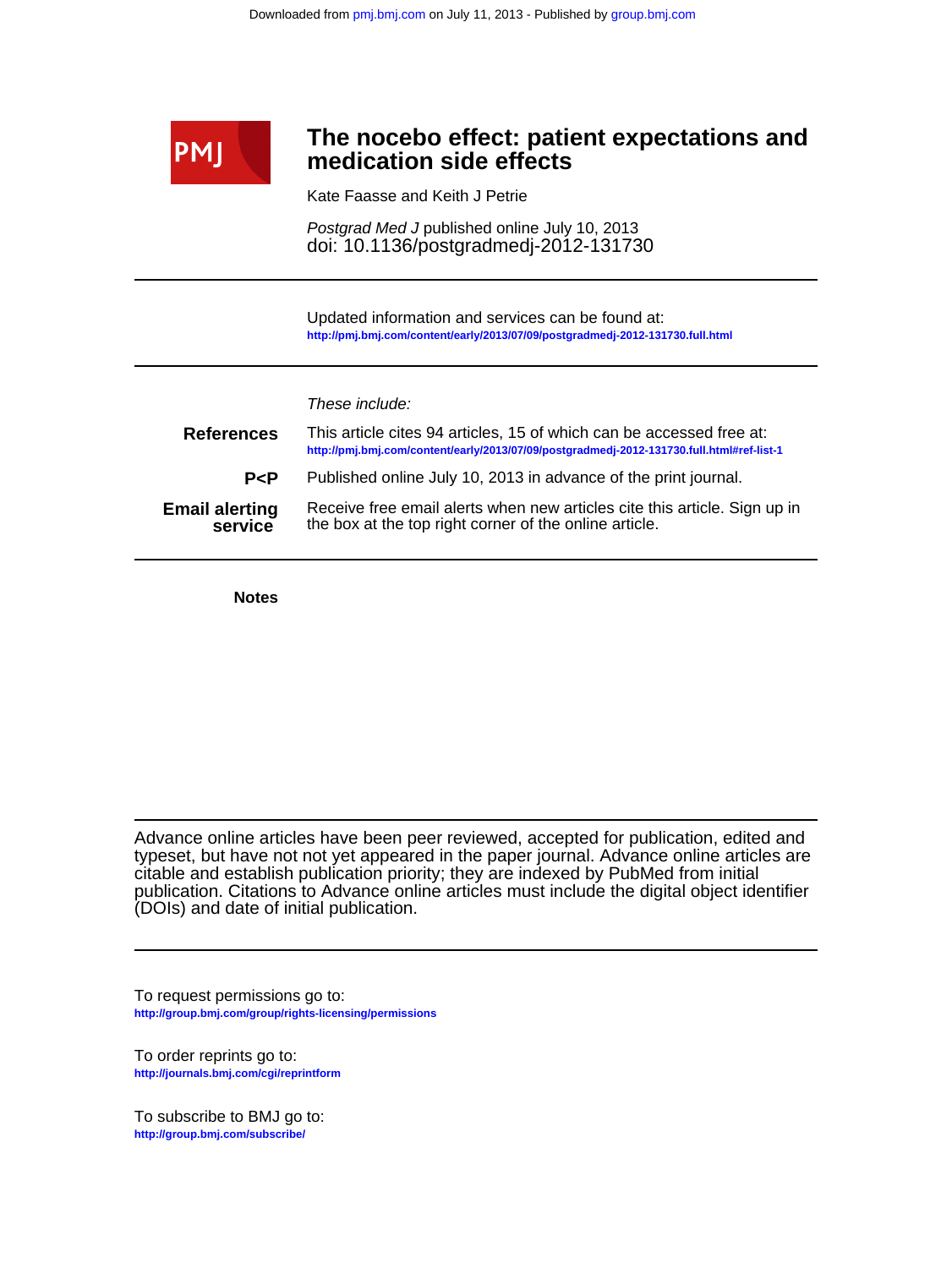# The nocebo effect: patient expectations and medication side effects

Kate Faasse and Keith J Petrie

*Postgrad Med J* published online July 10, 2013
doi: 10.1136/postgradmedj-2012-131730

Updated information and services can be found at:
http://pmj.bmj.com/content/early/2013/07/09/postgradmedj-2012-131730.full.html

*These include:*

**References** This article cites 94 articles, 15 of which can be accessed free at:
http://pmj.bmj.com/content/early/2013/07/09/postgradmedj-2012-131730.full.html#ref-list-1

**P<P** Published online July 10, 2013 in advance of the print journal.

**Email alerting service** Receive free email alerts when new articles cite this article. Sign up in the box at the top right corner of the online article.

**Notes**

Advance online articles have been peer reviewed, accepted for publication, edited and typeset, but have not not yet appeared in the paper journal. Advance online articles are citable and establish publication priority; they are indexed by PubMed from initial publication. Citations to Advance online articles must include the digital object identifier (DOIs) and date of initial publication.

To request permissions go to:
http://group.bmj.com/group/rights-licensing/permissions

To order reprints go to:
http://journals.bmj.com/cgi/reprintform

To subscribe to BMJ go to:
http://group.bmj.com/subscribe/